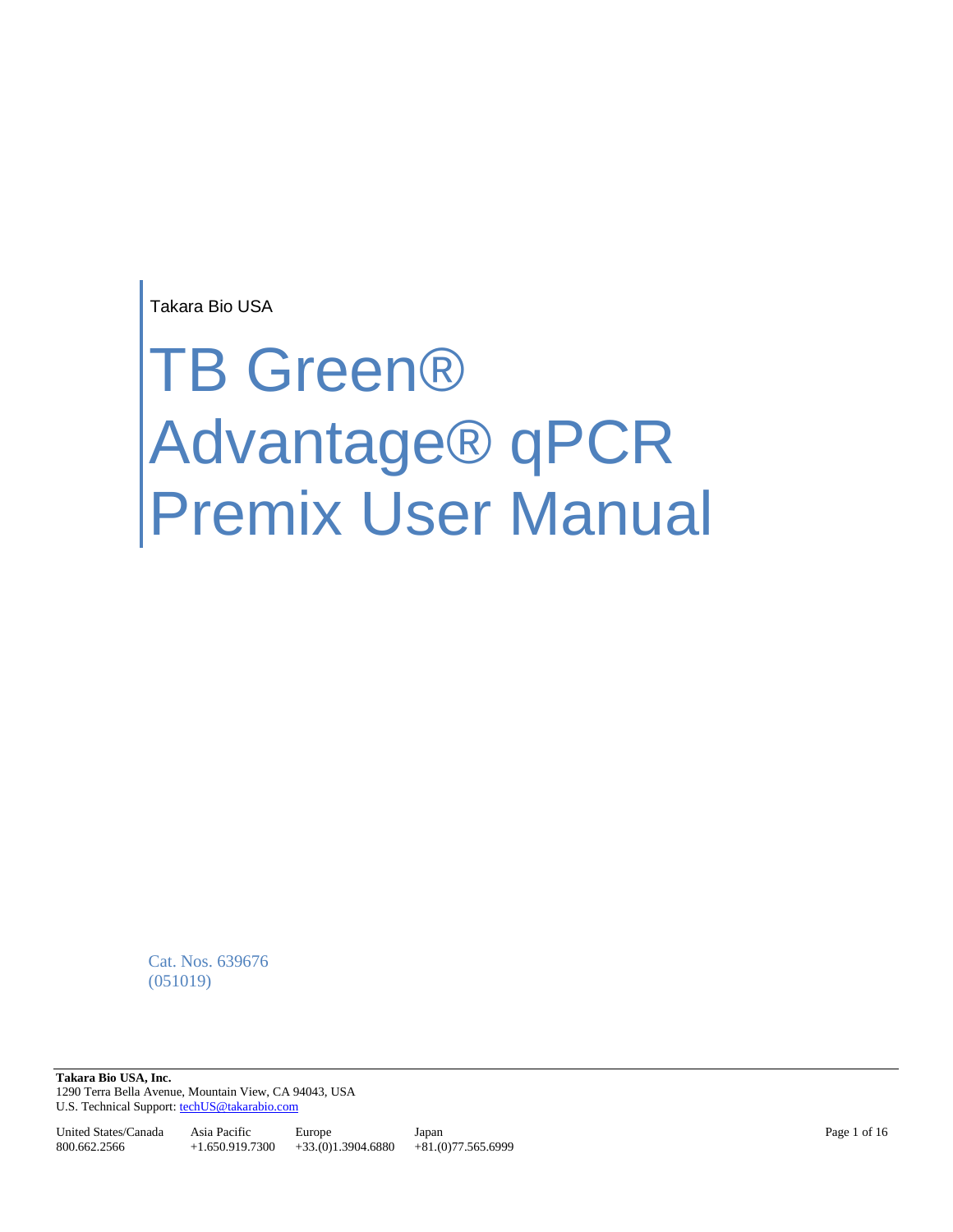Takara Bio USA

# TB Green® Advantage® qPCR Premix User Manual

Cat. Nos. 639676
(051019)

**Takara Bio USA, Inc.**
1290 Terra Bella Avenue, Mountain View, CA 94043, USA
U.S. Technical Support: techUS@takarabio.com

| United States/Canada | Asia Pacific | Europe | Japan |
|---|---|---|---|
| 800.662.2566 | +1.650.919.7300 | +33.(0)1.3904.6880 | +81.(0)77.565.6999 |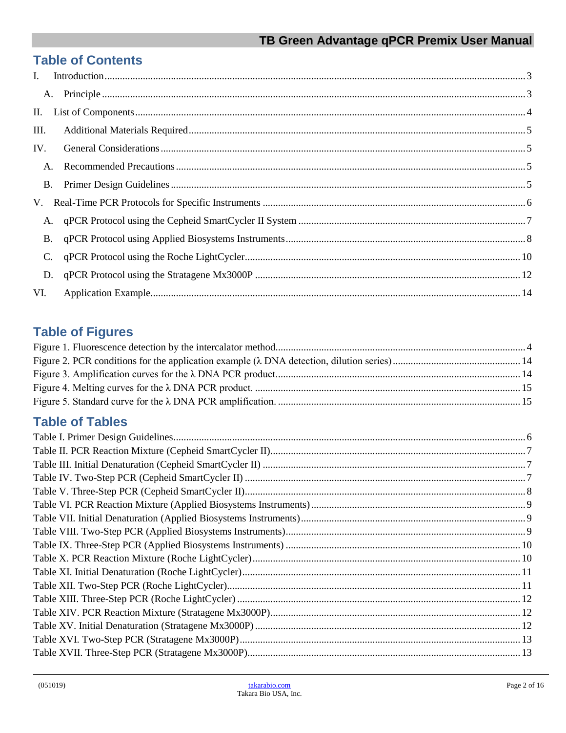## Table of Contents

I. Introduction ... 3

A. Principle ... 3

II. List of Components ... 4

III. Additional Materials Required ... 5

IV. General Considerations ... 5

A. Recommended Precautions ... 5

B. Primer Design Guidelines ... 5

V. Real-Time PCR Protocols for Specific Instruments ... 6

A. qPCR Protocol using the Cepheid SmartCycler II System ... 7

B. qPCR Protocol using Applied Biosystems Instruments ... 8

C. qPCR Protocol using the Roche LightCycler ... 10

D. qPCR Protocol using the Stratagene Mx3000P ... 12

VI. Application Example ... 14

## Table of Figures

Figure 1. Fluorescence detection by the intercalator method ... 4

Figure 2. PCR conditions for the application example (λ DNA detection, dilution series) ... 14

Figure 3. Amplification curves for the λ DNA PCR product ... 14

Figure 4. Melting curves for the λ DNA PCR product. ... 15

Figure 5. Standard curve for the λ DNA PCR amplification. ... 15

## Table of Tables

Table I. Primer Design Guidelines ... 6

Table II. PCR Reaction Mixture (Cepheid SmartCycler II) ... 7

Table III. Initial Denaturation (Cepheid SmartCycler II) ... 7

Table IV. Two-Step PCR (Cepheid SmartCycler II) ... 7

Table V. Three-Step PCR (Cepheid SmartCycler II) ... 8

Table VI. PCR Reaction Mixture (Applied Biosystems Instruments) ... 9

Table VII. Initial Denaturation (Applied Biosystems Instruments) ... 9

Table VIII. Two-Step PCR (Applied Biosystems Instruments) ... 9

Table IX. Three-Step PCR (Applied Biosystems Instruments) ... 10

Table X. PCR Reaction Mixture (Roche LightCycler) ... 10

Table XI. Initial Denaturation (Roche LightCycler) ... 11

Table XII. Two-Step PCR (Roche LightCycler) ... 11

Table XIII. Three-Step PCR (Roche LightCycler) ... 12

Table XIV. PCR Reaction Mixture (Stratagene Mx3000P) ... 12

Table XV. Initial Denaturation (Stratagene Mx3000P) ... 12

Table XVI. Two-Step PCR (Stratagene Mx3000P) ... 13

Table XVII. Three-Step PCR (Stratagene Mx3000P) ... 13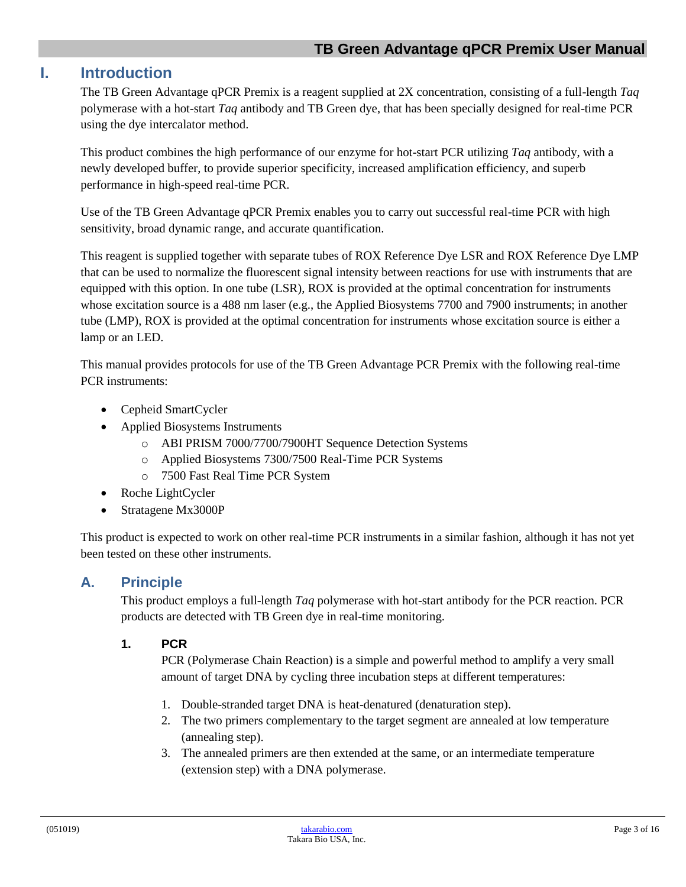# I. Introduction

The TB Green Advantage qPCR Premix is a reagent supplied at 2X concentration, consisting of a full-length *Taq* polymerase with a hot-start *Taq* antibody and TB Green dye, that has been specially designed for real-time PCR using the dye intercalator method.

This product combines the high performance of our enzyme for hot-start PCR utilizing *Taq* antibody, with a newly developed buffer, to provide superior specificity, increased amplification efficiency, and superb performance in high-speed real-time PCR.

Use of the TB Green Advantage qPCR Premix enables you to carry out successful real-time PCR with high sensitivity, broad dynamic range, and accurate quantification.

This reagent is supplied together with separate tubes of ROX Reference Dye LSR and ROX Reference Dye LMP that can be used to normalize the fluorescent signal intensity between reactions for use with instruments that are equipped with this option. In one tube (LSR), ROX is provided at the optimal concentration for instruments whose excitation source is a 488 nm laser (e.g., the Applied Biosystems 7700 and 7900 instruments; in another tube (LMP), ROX is provided at the optimal concentration for instruments whose excitation source is either a lamp or an LED.

This manual provides protocols for use of the TB Green Advantage PCR Premix with the following real-time PCR instruments:

- Cepheid SmartCycler
- Applied Biosystems Instruments
  - ABI PRISM 7000/7700/7900HT Sequence Detection Systems
  - Applied Biosystems 7300/7500 Real-Time PCR Systems
  - 7500 Fast Real Time PCR System
- Roche LightCycler
- Stratagene Mx3000P

This product is expected to work on other real-time PCR instruments in a similar fashion, although it has not yet been tested on these other instruments.

## A. Principle

This product employs a full-length *Taq* polymerase with hot-start antibody for the PCR reaction. PCR products are detected with TB Green dye in real-time monitoring.

### 1. PCR

PCR (Polymerase Chain Reaction) is a simple and powerful method to amplify a very small amount of target DNA by cycling three incubation steps at different temperatures:

1. Double-stranded target DNA is heat-denatured (denaturation step).
2. The two primers complementary to the target segment are annealed at low temperature (annealing step).
3. The annealed primers are then extended at the same, or an intermediate temperature (extension step) with a DNA polymerase.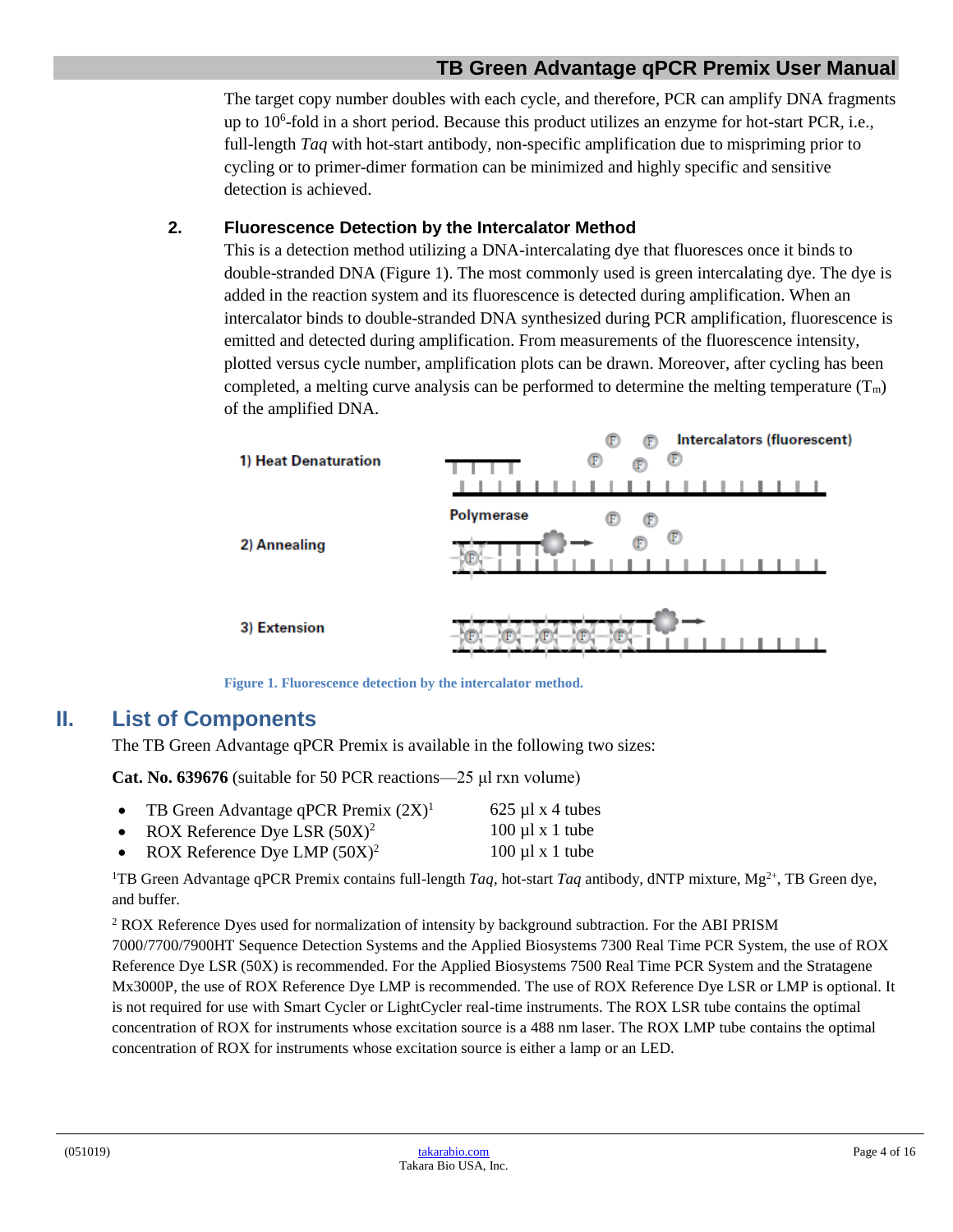The target copy number doubles with each cycle, and therefore, PCR can amplify DNA fragments up to $10^6$-fold in a short period. Because this product utilizes an enzyme for hot-start PCR, i.e., full-length *Taq* with hot-start antibody, non-specific amplification due to mispriming prior to cycling or to primer-dimer formation can be minimized and highly specific and sensitive detection is achieved.

### 2. Fluorescence Detection by the Intercalator Method

This is a detection method utilizing a DNA-intercalating dye that fluoresces once it binds to double-stranded DNA (Figure 1). The most commonly used is green intercalating dye. The dye is added in the reaction system and its fluorescence is detected during amplification. When an intercalator binds to double-stranded DNA synthesized during PCR amplification, fluorescence is emitted and detected during amplification. From measurements of the fluorescence intensity, plotted versus cycle number, amplification plots can be drawn. Moreover, after cycling has been completed, a melting curve analysis can be performed to determine the melting temperature ($T_m$) of the amplified DNA.

1) Heat Denaturation

2) Annealing

3) Extension

Intercalators (fluorescent)

Polymerase

**Figure 1. Fluorescence detection by the intercalator method.**

## II. List of Components

The TB Green Advantage qPCR Premix is available in the following two sizes:

**Cat. No. 639676** (suitable for 50 PCR reactions—25 µl rxn volume)

- TB Green Advantage qPCR Premix (2X)[1] — 625 µl x 4 tubes
- ROX Reference Dye LSR (50X)[2] — 100 µl x 1 tube
- ROX Reference Dye LMP (50X)[2] — 100 µl x 1 tube

[1]TB Green Advantage qPCR Premix contains full-length *Taq*, hot-start *Taq* antibody, dNTP mixture, $Mg^{2+}$, TB Green dye, and buffer.

[2] ROX Reference Dyes used for normalization of intensity by background subtraction. For the ABI PRISM 7000/7700/7900HT Sequence Detection Systems and the Applied Biosystems 7300 Real Time PCR System, the use of ROX Reference Dye LSR (50X) is recommended. For the Applied Biosystems 7500 Real Time PCR System and the Stratagene Mx3000P, the use of ROX Reference Dye LMP is recommended. The use of ROX Reference Dye LSR or LMP is optional. It is not required for use with Smart Cycler or LightCycler real-time instruments. The ROX LSR tube contains the optimal concentration of ROX for instruments whose excitation source is a 488 nm laser. The ROX LMP tube contains the optimal concentration of ROX for instruments whose excitation source is either a lamp or an LED.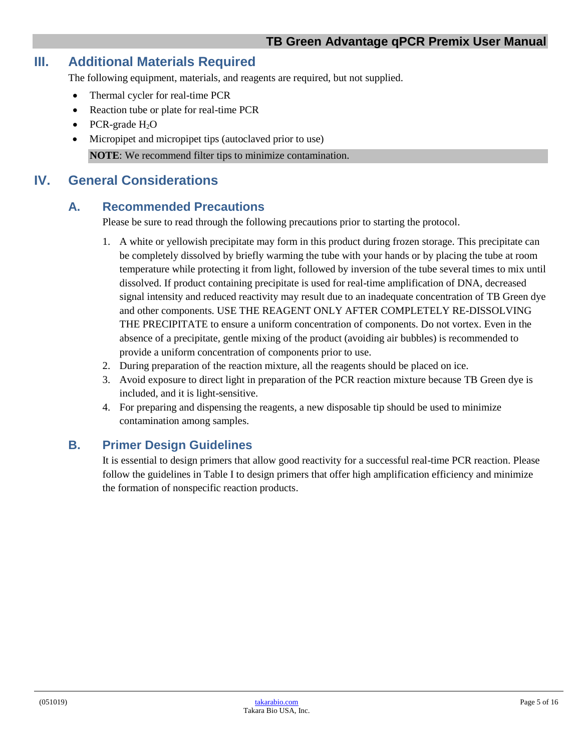## III. Additional Materials Required

The following equipment, materials, and reagents are required, but not supplied.

- Thermal cycler for real-time PCR
- Reaction tube or plate for real-time PCR
- PCR-grade $H_2O$
- Micropipet and micropipet tips (autoclaved prior to use)

**NOTE**: We recommend filter tips to minimize contamination.

## IV. General Considerations

### A. Recommended Precautions

Please be sure to read through the following precautions prior to starting the protocol.

1. A white or yellowish precipitate may form in this product during frozen storage. This precipitate can be completely dissolved by briefly warming the tube with your hands or by placing the tube at room temperature while protecting it from light, followed by inversion of the tube several times to mix until dissolved. If product containing precipitate is used for real-time amplification of DNA, decreased signal intensity and reduced reactivity may result due to an inadequate concentration of TB Green dye and other components. USE THE REAGENT ONLY AFTER COMPLETELY RE-DISSOLVING THE PRECIPITATE to ensure a uniform concentration of components. Do not vortex. Even in the absence of a precipitate, gentle mixing of the product (avoiding air bubbles) is recommended to provide a uniform concentration of components prior to use.
2. During preparation of the reaction mixture, all the reagents should be placed on ice.
3. Avoid exposure to direct light in preparation of the PCR reaction mixture because TB Green dye is included, and it is light-sensitive.
4. For preparing and dispensing the reagents, a new disposable tip should be used to minimize contamination among samples.

### B. Primer Design Guidelines

It is essential to design primers that allow good reactivity for a successful real-time PCR reaction. Please follow the guidelines in Table I to design primers that offer high amplification efficiency and minimize the formation of nonspecific reaction products.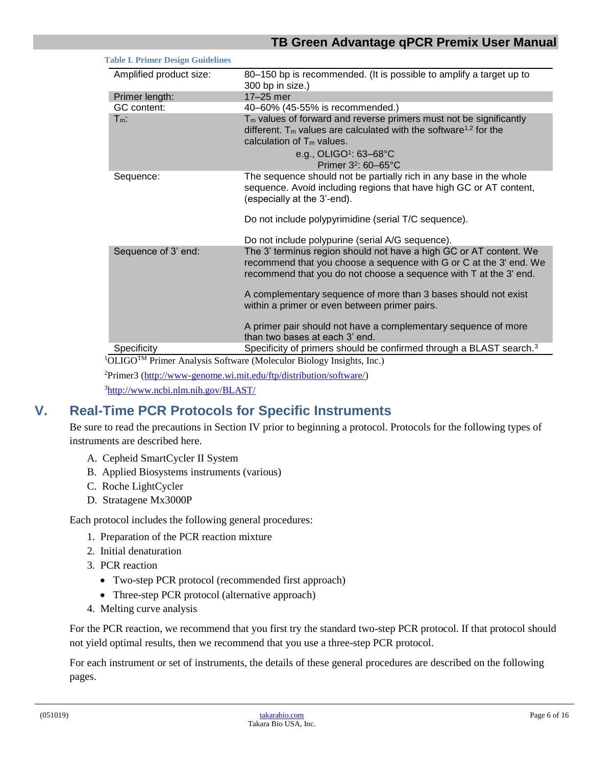**Table I. Primer Design Guidelines**

| | |
|---|---|
| Amplified product size: | 80–150 bp is recommended. (It is possible to amplify a target up to 300 bp in size.) |
| Primer length: | 17–25 mer |
| GC content: | 40–60% (45-55% is recommended.) |
| $T_m$: | $T_m$ values of forward and reverse primers must not be significantly different. $T_m$ values are calculated with the software[1,2] for the calculation of $T_m$ values. <br> e.g., OLIGO[1]: 63–68°C <br> Primer 3[2]: 60–65°C |
| Sequence: | The sequence should not be partially rich in any base in the whole sequence. Avoid including regions that have high GC or AT content, (especially at the 3'-end). <br><br> Do not include polypyrimidine (serial T/C sequence). <br><br> Do not include polypurine (serial A/G sequence). |
| Sequence of 3' end: | The 3' terminus region should not have a high GC or AT content. We recommend that you choose a sequence with G or C at the 3' end. We recommend that you do not choose a sequence with T at the 3' end. <br><br> A complementary sequence of more than 3 bases should not exist within a primer or even between primer pairs. <br><br> A primer pair should not have a complementary sequence of more than two bases at each 3' end. |
| Specificity | Specificity of primers should be confirmed through a BLAST search.[3] |

[1]OLIGO™ Primer Analysis Software (Moleculor Biology Insights, Inc.)

[2]Primer3 (http://www-genome.wi.mit.edu/ftp/distribution/software/)

[3]http://www.ncbi.nlm.nih.gov/BLAST/

## V. Real-Time PCR Protocols for Specific Instruments

Be sure to read the precautions in Section IV prior to beginning a protocol. Protocols for the following types of instruments are described here.

A. Cepheid SmartCycler II System
B. Applied Biosystems instruments (various)
C. Roche LightCycler
D. Stratagene Mx3000P

Each protocol includes the following general procedures:

1. Preparation of the PCR reaction mixture
2. Initial denaturation
3. PCR reaction
   - Two-step PCR protocol (recommended first approach)
   - Three-step PCR protocol (alternative approach)
4. Melting curve analysis

For the PCR reaction, we recommend that you first try the standard two-step PCR protocol. If that protocol should not yield optimal results, then we recommend that you use a three-step PCR protocol.

For each instrument or set of instruments, the details of these general procedures are described on the following pages.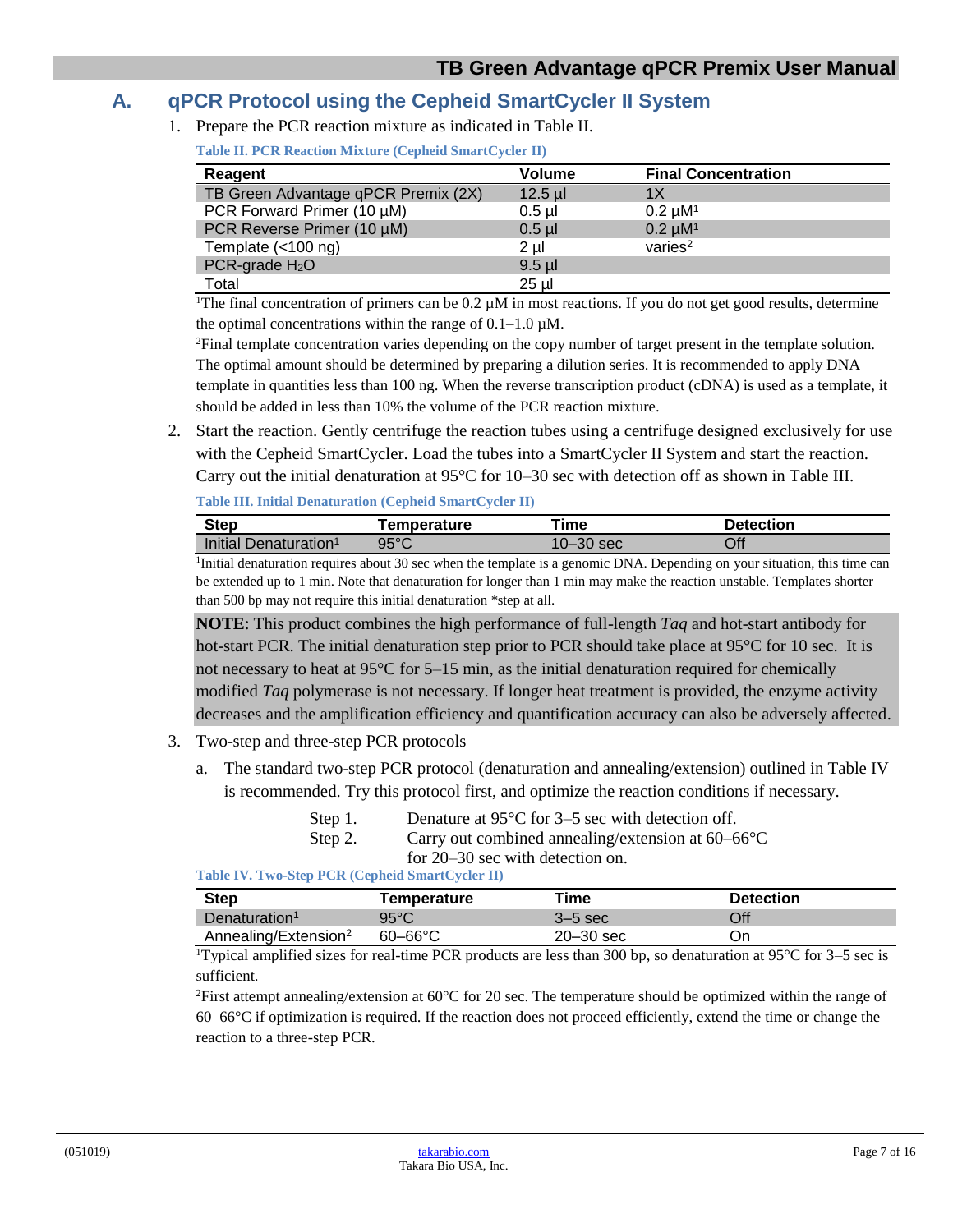## A. qPCR Protocol using the Cepheid SmartCycler II System

1. Prepare the PCR reaction mixture as indicated in Table II.

**Table II. PCR Reaction Mixture (Cepheid SmartCycler II)**

| Reagent | Volume | Final Concentration |
|---|---|---|
| TB Green Advantage qPCR Premix (2X) | 12.5 µl | 1X |
| PCR Forward Primer (10 µM) | 0.5 µl | 0.2 µM[1] |
| PCR Reverse Primer (10 µM) | 0.5 µl | 0.2 µM[1] |
| Template (<100 ng) | 2 µl | varies[2] |
| PCR-grade $H_2O$ | 9.5 µl | |
| Total | 25 µl | |

[1]The final concentration of primers can be 0.2 µM in most reactions. If you do not get good results, determine the optimal concentrations within the range of 0.1–1.0 µM.

[2]Final template concentration varies depending on the copy number of target present in the template solution. The optimal amount should be determined by preparing a dilution series. It is recommended to apply DNA template in quantities less than 100 ng. When the reverse transcription product (cDNA) is used as a template, it should be added in less than 10% the volume of the PCR reaction mixture.

2. Start the reaction. Gently centrifuge the reaction tubes using a centrifuge designed exclusively for use with the Cepheid SmartCycler. Load the tubes into a SmartCycler II System and start the reaction. Carry out the initial denaturation at 95°C for 10–30 sec with detection off as shown in Table III.

**Table III. Initial Denaturation (Cepheid SmartCycler II)**

| Step | Temperature | Time | Detection |
|---|---|---|---|
| Initial Denaturation[1] | 95°C | 10–30 sec | Off |

[1]Initial denaturation requires about 30 sec when the template is a genomic DNA. Depending on your situation, this time can be extended up to 1 min. Note that denaturation for longer than 1 min may make the reaction unstable. Templates shorter than 500 bp may not require this initial denaturation *step at all.

**NOTE**: This product combines the high performance of full-length *Taq* and hot-start antibody for hot-start PCR. The initial denaturation step prior to PCR should take place at 95°C for 10 sec. It is not necessary to heat at 95°C for 5–15 min, as the initial denaturation required for chemically modified *Taq* polymerase is not necessary. If longer heat treatment is provided, the enzyme activity decreases and the amplification efficiency and quantification accuracy can also be adversely affected.

3. Two-step and three-step PCR protocols

   a. The standard two-step PCR protocol (denaturation and annealing/extension) outlined in Table IV is recommended. Try this protocol first, and optimize the reaction conditions if necessary.

      Step 1. Denature at 95°C for 3–5 sec with detection off.

      Step 2. Carry out combined annealing/extension at 60–66°C for 20–30 sec with detection on.

**Table IV. Two-Step PCR (Cepheid SmartCycler II)**

| Step | Temperature | Time | Detection |
|---|---|---|---|
| Denaturation[1] | 95°C | 3–5 sec | Off |
| Annealing/Extension[2] | 60–66°C | 20–30 sec | On |

[1]Typical amplified sizes for real-time PCR products are less than 300 bp, so denaturation at 95°C for 3–5 sec is sufficient.

[2]First attempt annealing/extension at 60°C for 20 sec. The temperature should be optimized within the range of 60–66°C if optimization is required. If the reaction does not proceed efficiently, extend the time or change the reaction to a three-step PCR.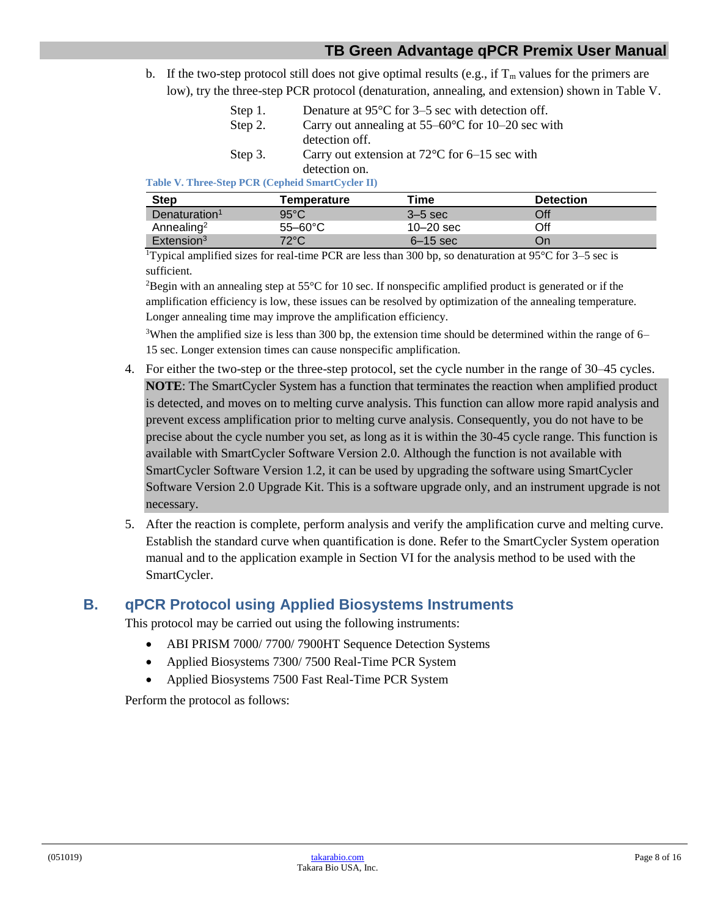b. If the two-step protocol still does not give optimal results (e.g., if $T_m$ values for the primers are low), try the three-step PCR protocol (denaturation, annealing, and extension) shown in Table V.

Step 1. Denature at 95°C for 3–5 sec with detection off.

Step 2. Carry out annealing at 55–60°C for 10–20 sec with detection off.

Step 3. Carry out extension at 72°C for 6–15 sec with detection on.

**Table V. Three-Step PCR (Cepheid SmartCycler II)**

| Step | Temperature | Time | Detection |
|---|---|---|---|
| Denaturation[1] | 95°C | 3–5 sec | Off |
| Annealing[2] | 55–60°C | 10–20 sec | Off |
| Extension[3] | 72°C | 6–15 sec | On |

[1]Typical amplified sizes for real-time PCR are less than 300 bp, so denaturation at 95°C for 3–5 sec is sufficient.

[2]Begin with an annealing step at 55°C for 10 sec. If nonspecific amplified product is generated or if the amplification efficiency is low, these issues can be resolved by optimization of the annealing temperature. Longer annealing time may improve the amplification efficiency.

[3]When the amplified size is less than 300 bp, the extension time should be determined within the range of 6–15 sec. Longer extension times can cause nonspecific amplification.

4. For either the two-step or the three-step protocol, set the cycle number in the range of 30–45 cycles.

   **NOTE**: The SmartCycler System has a function that terminates the reaction when amplified product is detected, and moves on to melting curve analysis. This function can allow more rapid analysis and prevent excess amplification prior to melting curve analysis. Consequently, you do not have to be precise about the cycle number you set, as long as it is within the 30-45 cycle range. This function is available with SmartCycler Software Version 2.0. Although the function is not available with SmartCycler Software Version 1.2, it can be used by upgrading the software using SmartCycler Software Version 2.0 Upgrade Kit. This is a software upgrade only, and an instrument upgrade is not necessary.

5. After the reaction is complete, perform analysis and verify the amplification curve and melting curve. Establish the standard curve when quantification is done. Refer to the SmartCycler System operation manual and to the application example in Section VI for the analysis method to be used with the SmartCycler.

## B. qPCR Protocol using Applied Biosystems Instruments

This protocol may be carried out using the following instruments:

- ABI PRISM 7000/ 7700/ 7900HT Sequence Detection Systems
- Applied Biosystems 7300/ 7500 Real-Time PCR System
- Applied Biosystems 7500 Fast Real-Time PCR System

Perform the protocol as follows: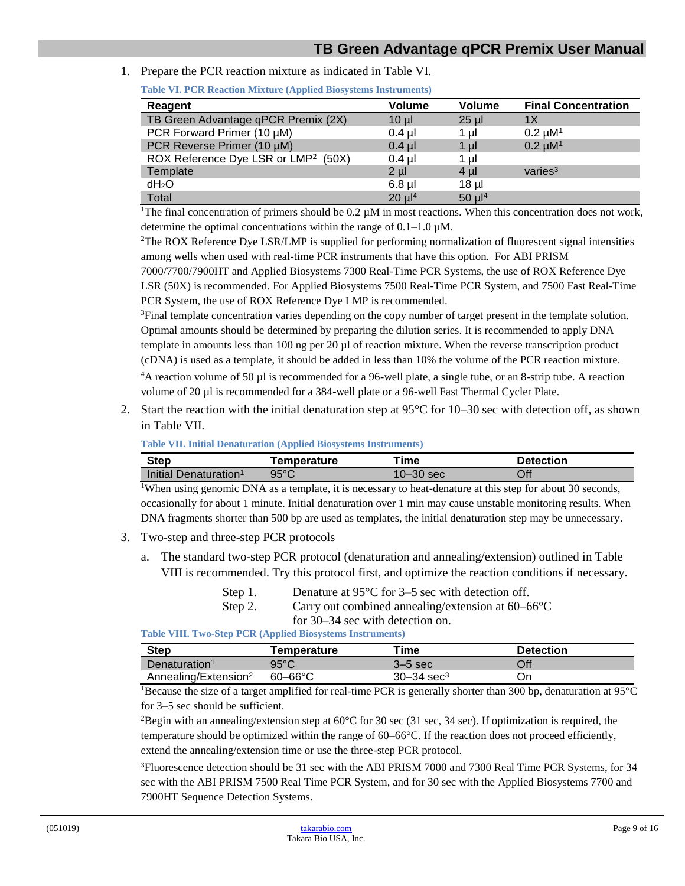1. Prepare the PCR reaction mixture as indicated in Table VI.

**Table VI. PCR Reaction Mixture (Applied Biosystems Instruments)**

| Reagent | Volume | Volume | Final Concentration |
|---|---|---|---|
| TB Green Advantage qPCR Premix (2X) | 10 µl | 25 µl | 1X |
| PCR Forward Primer (10 µM) | 0.4 µl | 1 µl | 0.2 µM[1] |
| PCR Reverse Primer (10 µM) | 0.4 µl | 1 µl | 0.2 µM[1] |
| ROX Reference Dye LSR or LMP[2] (50X) | 0.4 µl | 1 µl | |
| Template | 2 µl | 4 µl | varies[3] |
| $dH_2O$ | 6.8 µl | 18 µl | |
| Total | 20 µl[4] | 50 µl[4] | |

[1]The final concentration of primers should be 0.2 µM in most reactions. When this concentration does not work, determine the optimal concentrations within the range of 0.1–1.0 µM.

[2]The ROX Reference Dye LSR/LMP is supplied for performing normalization of fluorescent signal intensities among wells when used with real-time PCR instruments that have this option. For ABI PRISM 7000/7700/7900HT and Applied Biosystems 7300 Real-Time PCR Systems, the use of ROX Reference Dye LSR (50X) is recommended. For Applied Biosystems 7500 Real-Time PCR System, and 7500 Fast Real-Time PCR System, the use of ROX Reference Dye LMP is recommended.

[3]Final template concentration varies depending on the copy number of target present in the template solution. Optimal amounts should be determined by preparing the dilution series. It is recommended to apply DNA template in amounts less than 100 ng per 20 µl of reaction mixture. When the reverse transcription product (cDNA) is used as a template, it should be added in less than 10% the volume of the PCR reaction mixture.

[4]A reaction volume of 50 µl is recommended for a 96-well plate, a single tube, or an 8-strip tube. A reaction volume of 20 µl is recommended for a 384-well plate or a 96-well Fast Thermal Cycler Plate.

2. Start the reaction with the initial denaturation step at 95°C for 10–30 sec with detection off, as shown in Table VII.

**Table VII. Initial Denaturation (Applied Biosystems Instruments)**

| Step | Temperature | Time | Detection |
|---|---|---|---|
| Initial Denaturation[1] | 95°C | 10–30 sec | Off |

[1]When using genomic DNA as a template, it is necessary to heat-denature at this step for about 30 seconds, occasionally for about 1 minute. Initial denaturation over 1 min may cause unstable monitoring results. When DNA fragments shorter than 500 bp are used as templates, the initial denaturation step may be unnecessary.

3. Two-step and three-step PCR protocols

   a. The standard two-step PCR protocol (denaturation and annealing/extension) outlined in Table VIII is recommended. Try this protocol first, and optimize the reaction conditions if necessary.

      Step 1. Denature at 95°C for 3–5 sec with detection off.

      Step 2. Carry out combined annealing/extension at 60–66°C for 30–34 sec with detection on.

**Table VIII. Two-Step PCR (Applied Biosystems Instruments)**

| Step | Temperature | Time | Detection |
|---|---|---|---|
| Denaturation[1] | 95°C | 3–5 sec | Off |
| Annealing/Extension[2] | 60–66°C | 30–34 sec[3] | On |

[1]Because the size of a target amplified for real-time PCR is generally shorter than 300 bp, denaturation at 95°C for 3–5 sec should be sufficient.

[2]Begin with an annealing/extension step at 60°C for 30 sec (31 sec, 34 sec). If optimization is required, the temperature should be optimized within the range of 60–66°C. If the reaction does not proceed efficiently, extend the annealing/extension time or use the three-step PCR protocol.

[3]Fluorescence detection should be 31 sec with the ABI PRISM 7000 and 7300 Real Time PCR Systems, for 34 sec with the ABI PRISM 7500 Real Time PCR System, and for 30 sec with the Applied Biosystems 7700 and 7900HT Sequence Detection Systems.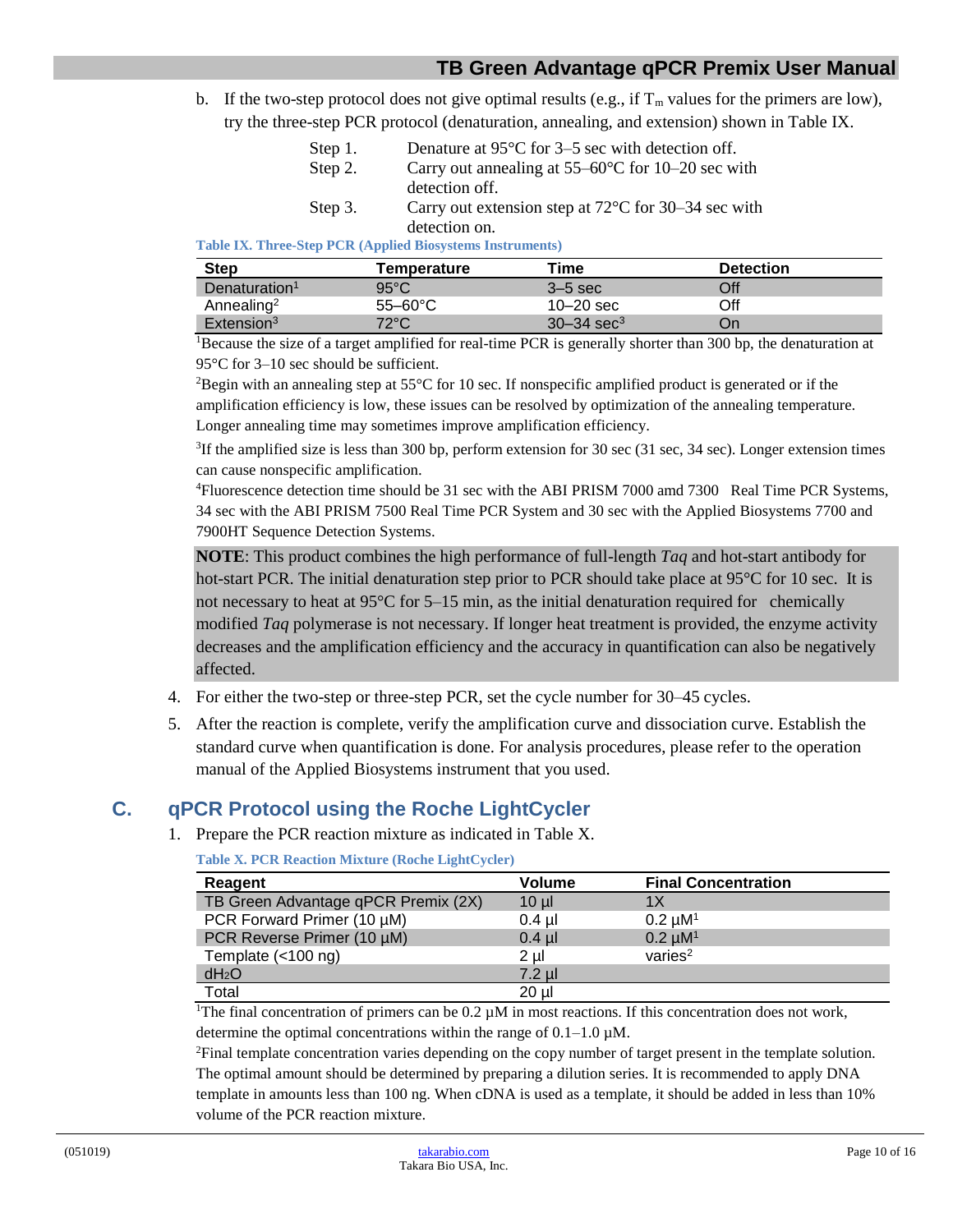b. If the two-step protocol does not give optimal results (e.g., if $T_m$ values for the primers are low), try the three-step PCR protocol (denaturation, annealing, and extension) shown in Table IX.

Step 1. Denature at 95°C for 3–5 sec with detection off.
Step 2. Carry out annealing at 55–60°C for 10–20 sec with detection off.
Step 3. Carry out extension step at 72°C for 30–34 sec with detection on.

**Table IX. Three-Step PCR (Applied Biosystems Instruments)**

| Step | Temperature | Time | Detection |
|---|---|---|---|
| Denaturation[1] | 95°C | 3–5 sec | Off |
| Annealing[2] | 55–60°C | 10–20 sec | Off |
| Extension[3] | 72°C | 30–34 sec[3] | On |

[1]Because the size of a target amplified for real-time PCR is generally shorter than 300 bp, the denaturation at 95°C for 3–10 sec should be sufficient.

[2]Begin with an annealing step at 55°C for 10 sec. If nonspecific amplified product is generated or if the amplification efficiency is low, these issues can be resolved by optimization of the annealing temperature. Longer annealing time may sometimes improve amplification efficiency.

[3]If the amplified size is less than 300 bp, perform extension for 30 sec (31 sec, 34 sec). Longer extension times can cause nonspecific amplification.

[4]Fluorescence detection time should be 31 sec with the ABI PRISM 7000 amd 7300 Real Time PCR Systems, 34 sec with the ABI PRISM 7500 Real Time PCR System and 30 sec with the Applied Biosystems 7700 and 7900HT Sequence Detection Systems.

**NOTE**: This product combines the high performance of full-length *Taq* and hot-start antibody for hot-start PCR. The initial denaturation step prior to PCR should take place at 95°C for 10 sec. It is not necessary to heat at 95°C for 5–15 min, as the initial denaturation required for chemically modified *Taq* polymerase is not necessary. If longer heat treatment is provided, the enzyme activity decreases and the amplification efficiency and the accuracy in quantification can also be negatively affected.

4. For either the two-step or three-step PCR, set the cycle number for 30–45 cycles.
5. After the reaction is complete, verify the amplification curve and dissociation curve. Establish the standard curve when quantification is done. For analysis procedures, please refer to the operation manual of the Applied Biosystems instrument that you used.

## C. qPCR Protocol using the Roche LightCycler

1. Prepare the PCR reaction mixture as indicated in Table X.

**Table X. PCR Reaction Mixture (Roche LightCycler)**

| Reagent | Volume | Final Concentration |
|---|---|---|
| TB Green Advantage qPCR Premix (2X) | 10 µl | 1X |
| PCR Forward Primer (10 µM) | 0.4 µl | 0.2 µM[1] |
| PCR Reverse Primer (10 µM) | 0.4 µl | 0.2 µM[1] |
| Template (<100 ng) | 2 µl | varies[2] |
| $dH_2O$ | 7.2 µl | |
| Total | 20 µl | |

[1]The final concentration of primers can be 0.2 µM in most reactions. If this concentration does not work, determine the optimal concentrations within the range of 0.1–1.0 µM.

[2]Final template concentration varies depending on the copy number of target present in the template solution. The optimal amount should be determined by preparing a dilution series. It is recommended to apply DNA template in amounts less than 100 ng. When cDNA is used as a template, it should be added in less than 10% volume of the PCR reaction mixture.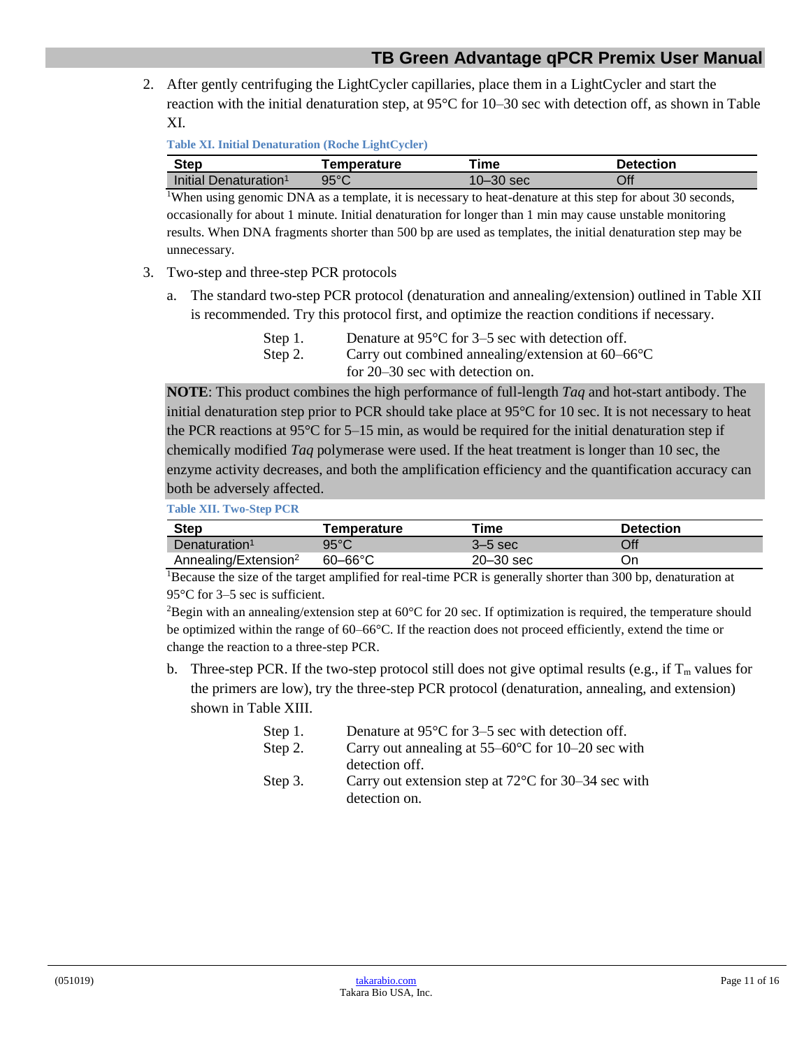2. After gently centrifuging the LightCycler capillaries, place them in a LightCycler and start the reaction with the initial denaturation step, at 95°C for 10–30 sec with detection off, as shown in Table XI.

**Table XI. Initial Denaturation (Roche LightCycler)**

| Step | Temperature | Time | Detection |
|---|---|---|---|
| Initial Denaturation[1] | 95°C | 10–30 sec | Off |

[1]When using genomic DNA as a template, it is necessary to heat-denature at this step for about 30 seconds, occasionally for about 1 minute. Initial denaturation for longer than 1 min may cause unstable monitoring results. When DNA fragments shorter than 500 bp are used as templates, the initial denaturation step may be unnecessary.

3. Two-step and three-step PCR protocols

   a. The standard two-step PCR protocol (denaturation and annealing/extension) outlined in Table XII is recommended. Try this protocol first, and optimize the reaction conditions if necessary.

      Step 1. Denature at 95°C for 3–5 sec with detection off.
      Step 2. Carry out combined annealing/extension at 60–66°C for 20–30 sec with detection on.

**NOTE**: This product combines the high performance of full-length *Taq* and hot-start antibody. The initial denaturation step prior to PCR should take place at 95°C for 10 sec. It is not necessary to heat the PCR reactions at 95°C for 5–15 min, as would be required for the initial denaturation step if chemically modified *Taq* polymerase were used. If the heat treatment is longer than 10 sec, the enzyme activity decreases, and both the amplification efficiency and the quantification accuracy can both be adversely affected.

**Table XII. Two-Step PCR**

| Step | Temperature | Time | Detection |
|---|---|---|---|
| Denaturation[1] | 95°C | 3–5 sec | Off |
| Annealing/Extension[2] | 60–66°C | 20–30 sec | On |

[1]Because the size of the target amplified for real-time PCR is generally shorter than 300 bp, denaturation at 95°C for 3–5 sec is sufficient.

[2]Begin with an annealing/extension step at 60°C for 20 sec. If optimization is required, the temperature should be optimized within the range of 60–66°C. If the reaction does not proceed efficiently, extend the time or change the reaction to a three-step PCR.

   b. Three-step PCR. If the two-step protocol still does not give optimal results (e.g., if $T_m$ values for the primers are low), try the three-step PCR protocol (denaturation, annealing, and extension) shown in Table XIII.

      Step 1. Denature at 95°C for 3–5 sec with detection off.
      Step 2. Carry out annealing at 55–60°C for 10–20 sec with detection off.
      Step 3. Carry out extension step at 72°C for 30–34 sec with detection on.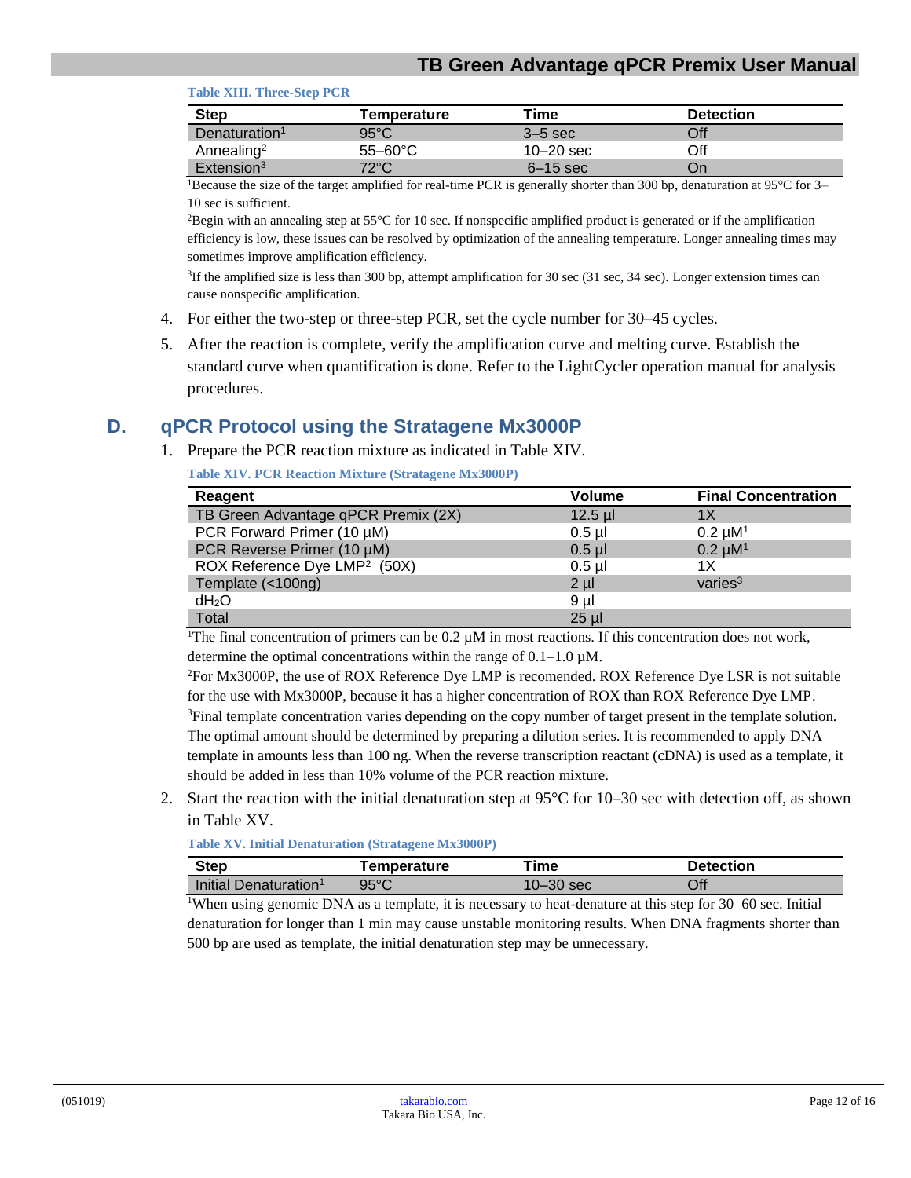**Table XIII. Three-Step PCR**

| Step | Temperature | Time | Detection |
|---|---|---|---|
| Denaturation[1] | 95°C | 3–5 sec | Off |
| Annealing[2] | 55–60°C | 10–20 sec | Off |
| Extension[3] | 72°C | 6–15 sec | On |

[1]Because the size of the target amplified for real-time PCR is generally shorter than 300 bp, denaturation at 95°C for 3–10 sec is sufficient.

[2]Begin with an annealing step at 55°C for 10 sec. If nonspecific amplified product is generated or if the amplification efficiency is low, these issues can be resolved by optimization of the annealing temperature. Longer annealing times may sometimes improve amplification efficiency.

[3]If the amplified size is less than 300 bp, attempt amplification for 30 sec (31 sec, 34 sec). Longer extension times can cause nonspecific amplification.

4. For either the two-step or three-step PCR, set the cycle number for 30–45 cycles.
5. After the reaction is complete, verify the amplification curve and melting curve. Establish the standard curve when quantification is done. Refer to the LightCycler operation manual for analysis procedures.

## D. qPCR Protocol using the Stratagene Mx3000P

1. Prepare the PCR reaction mixture as indicated in Table XIV.

**Table XIV. PCR Reaction Mixture (Stratagene Mx3000P)**

| Reagent | Volume | Final Concentration |
|---|---|---|
| TB Green Advantage qPCR Premix (2X) | 12.5 µl | 1X |
| PCR Forward Primer (10 µM) | 0.5 µl | 0.2 µM[1] |
| PCR Reverse Primer (10 µM) | 0.5 µl | 0.2 µM[1] |
| ROX Reference Dye LMP[2] (50X) | 0.5 µl | 1X |
| Template (<100ng) | 2 µl | varies[3] |
| $dH_2O$ | 9 µl | |
| Total | 25 µl | |

[1]The final concentration of primers can be 0.2 µM in most reactions. If this concentration does not work, determine the optimal concentrations within the range of 0.1–1.0 µM.
[2]For Mx3000P, the use of ROX Reference Dye LMP is recomended. ROX Reference Dye LSR is not suitable for the use with Mx3000P, because it has a higher concentration of ROX than ROX Reference Dye LMP.
[3]Final template concentration varies depending on the copy number of target present in the template solution. The optimal amount should be determined by preparing a dilution series. It is recommended to apply DNA template in amounts less than 100 ng. When the reverse transcription reactant (cDNA) is used as a template, it should be added in less than 10% volume of the PCR reaction mixture.

2. Start the reaction with the initial denaturation step at 95°C for 10–30 sec with detection off, as shown in Table XV.

**Table XV. Initial Denaturation (Stratagene Mx3000P)**

| Step | Temperature | Time | Detection |
|---|---|---|---|
| Initial Denaturation[1] | 95°C | 10–30 sec | Off |

[1]When using genomic DNA as a template, it is necessary to heat-denature at this step for 30–60 sec. Initial denaturation for longer than 1 min may cause unstable monitoring results. When DNA fragments shorter than 500 bp are used as template, the initial denaturation step may be unnecessary.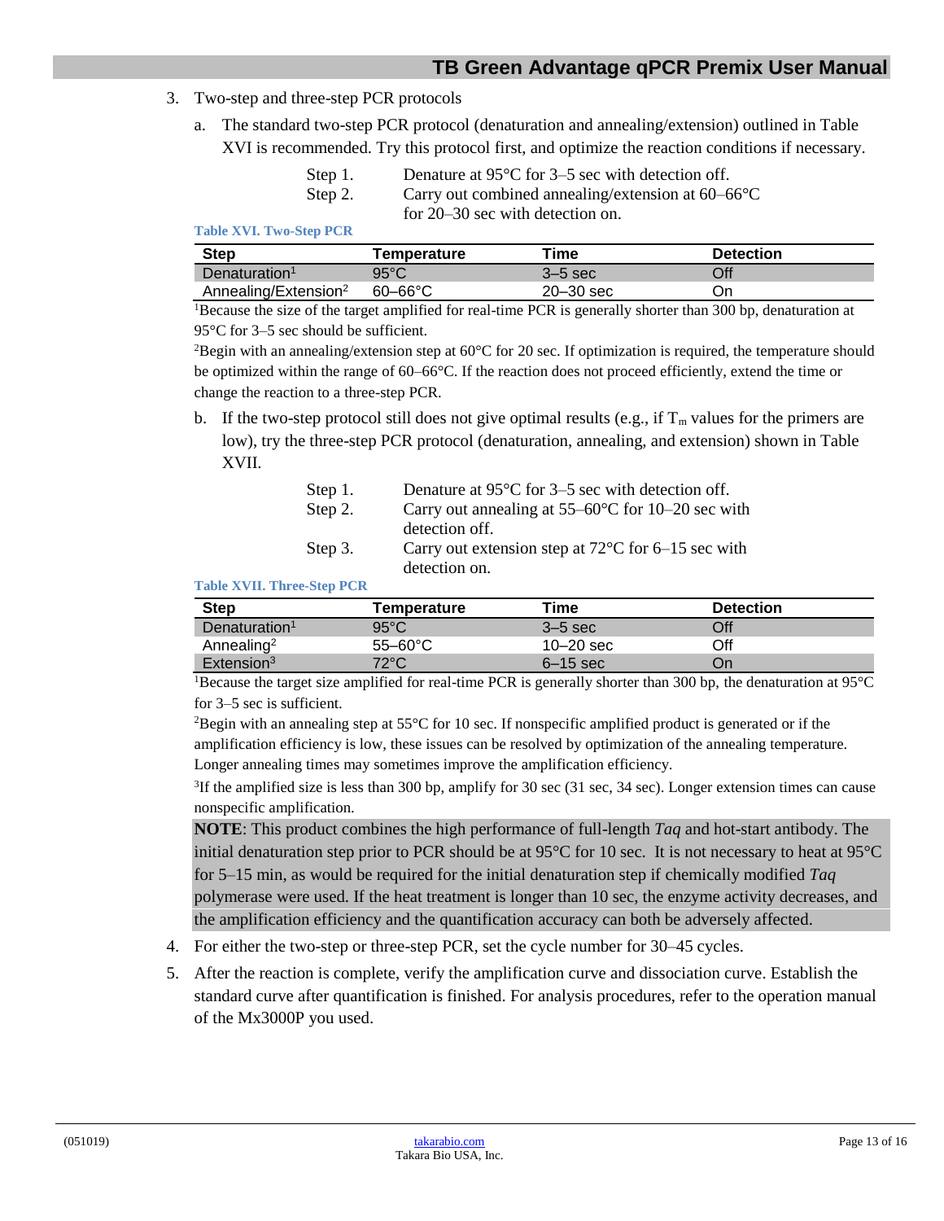3. Two-step and three-step PCR protocols

   a. The standard two-step PCR protocol (denaturation and annealing/extension) outlined in Table XVI is recommended. Try this protocol first, and optimize the reaction conditions if necessary.

      Step 1. Denature at 95°C for 3–5 sec with detection off.
      Step 2. Carry out combined annealing/extension at 60–66°C for 20–30 sec with detection on.

**Table XVI. Two-Step PCR**

| Step | Temperature | Time | Detection |
|---|---|---|---|
| Denaturation[1] | 95°C | 3–5 sec | Off |
| Annealing/Extension[2] | 60–66°C | 20–30 sec | On |

[1]Because the size of the target amplified for real-time PCR is generally shorter than 300 bp, denaturation at 95°C for 3–5 sec should be sufficient.

[2]Begin with an annealing/extension step at 60°C for 20 sec. If optimization is required, the temperature should be optimized within the range of 60–66°C. If the reaction does not proceed efficiently, extend the time or change the reaction to a three-step PCR.

   b. If the two-step protocol still does not give optimal results (e.g., if $T_m$ values for the primers are low), try the three-step PCR protocol (denaturation, annealing, and extension) shown in Table XVII.

      Step 1. Denature at 95°C for 3–5 sec with detection off.
      Step 2. Carry out annealing at 55–60°C for 10–20 sec with detection off.
      Step 3. Carry out extension step at 72°C for 6–15 sec with detection on.

**Table XVII. Three-Step PCR**

| Step | Temperature | Time | Detection |
|---|---|---|---|
| Denaturation[1] | 95°C | 3–5 sec | Off |
| Annealing[2] | 55–60°C | 10–20 sec | Off |
| Extension[3] | 72°C | 6–15 sec | On |

[1]Because the target size amplified for real-time PCR is generally shorter than 300 bp, the denaturation at 95°C for 3–5 sec is sufficient.

[2]Begin with an annealing step at 55°C for 10 sec. If nonspecific amplified product is generated or if the amplification efficiency is low, these issues can be resolved by optimization of the annealing temperature. Longer annealing times may sometimes improve the amplification efficiency.

[3]If the amplified size is less than 300 bp, amplify for 30 sec (31 sec, 34 sec). Longer extension times can cause nonspecific amplification.

**NOTE**: This product combines the high performance of full-length *Taq* and hot-start antibody. The initial denaturation step prior to PCR should be at 95°C for 10 sec. It is not necessary to heat at 95°C for 5–15 min, as would be required for the initial denaturation step if chemically modified *Taq* polymerase were used. If the heat treatment is longer than 10 sec, the enzyme activity decreases, and the amplification efficiency and the quantification accuracy can both be adversely affected.

4. For either the two-step or three-step PCR, set the cycle number for 30–45 cycles.
5. After the reaction is complete, verify the amplification curve and dissociation curve. Establish the standard curve after quantification is finished. For analysis procedures, refer to the operation manual of the Mx3000P you used.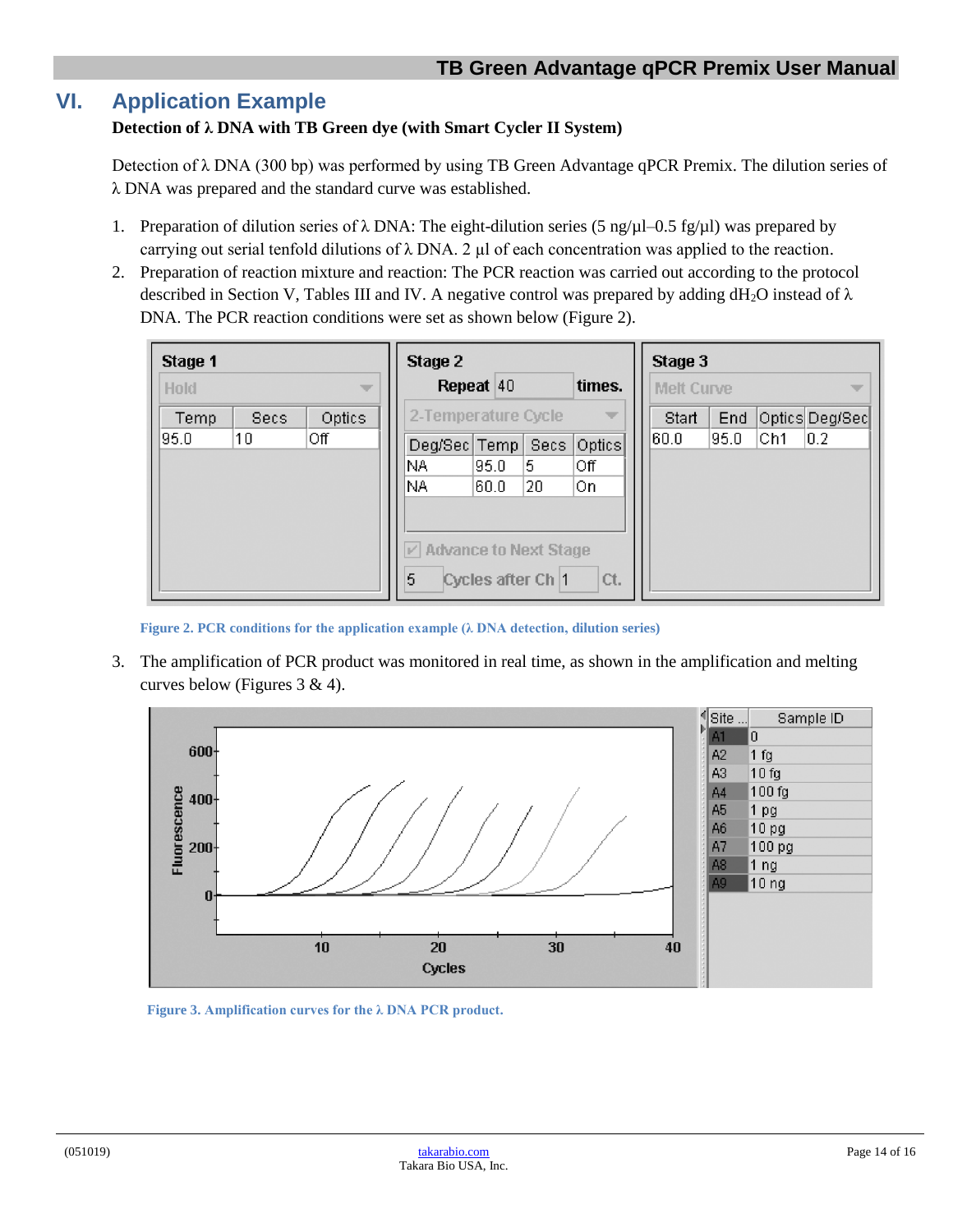# VI. Application Example

**Detection of λ DNA with TB Green dye (with Smart Cycler II System)**

Detection of λ DNA (300 bp) was performed by using TB Green Advantage qPCR Premix. The dilution series of λ DNA was prepared and the standard curve was established.

1. Preparation of dilution series of λ DNA: The eight-dilution series (5 ng/µl–0.5 fg/µl) was prepared by carrying out serial tenfold dilutions of λ DNA. 2 µl of each concentration was applied to the reaction.
2. Preparation of reaction mixture and reaction: The PCR reaction was carried out according to the protocol described in Section V, Tables III and IV. A negative control was prepared by adding $dH_2O$ instead of λ DNA. The PCR reaction conditions were set as shown below (Figure 2).

**Stage 1** — Hold

| Temp | Secs | Optics |
|---|---|---|
| 95.0 | 10 | Off |

**Stage 2** — Repeat 40 times. 2-Temperature Cycle

| Deg/Sec | Temp | Secs | Optics |
|---|---|---|---|
| NA | 95.0 | 5 | Off |
| NA | 60.0 | 20 | On |

Advance to Next Stage: 5 Cycles after Ch 1 Ct.

**Stage 3** — Melt Curve

| Start | End | Optics | Deg/Sec |
|---|---|---|---|
| 60.0 | 95.0 | Ch1 | 0.2 |

Figure 2. PCR conditions for the application example (λ DNA detection, dilution series)

3. The amplification of PCR product was monitored in real time, as shown in the amplification and melting curves below (Figures 3 & 4).

| Site | Sample ID |
|---|---|
| A1 | 0 |
| A2 | 1 fg |
| A3 | 10 fg |
| A4 | 100 fg |
| A5 | 1 pg |
| A6 | 10 pg |
| A7 | 100 pg |
| A8 | 1 ng |
| A9 | 10 ng |

Figure 3. Amplification curves for the λ DNA PCR product.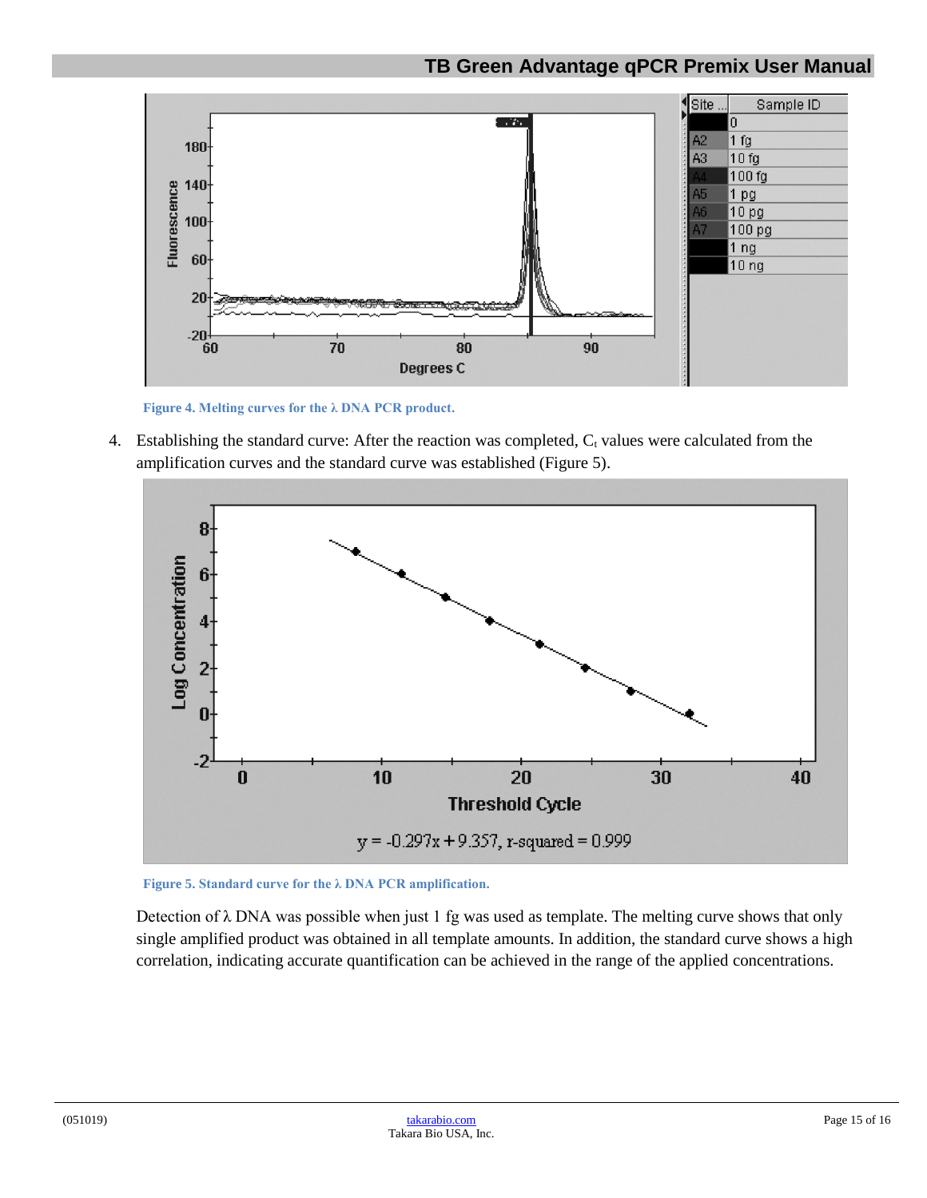Figure 4. Melting curves for the λ DNA PCR product.

4. Establishing the standard curve: After the reaction was completed, $C_t$ values were calculated from the amplification curves and the standard curve was established (Figure 5).

Figure 5. Standard curve for the λ DNA PCR amplification.

Detection of λ DNA was possible when just 1 fg was used as template. The melting curve shows that only single amplified product was obtained in all template amounts. In addition, the standard curve shows a high correlation, indicating accurate quantification can be achieved in the range of the applied concentrations.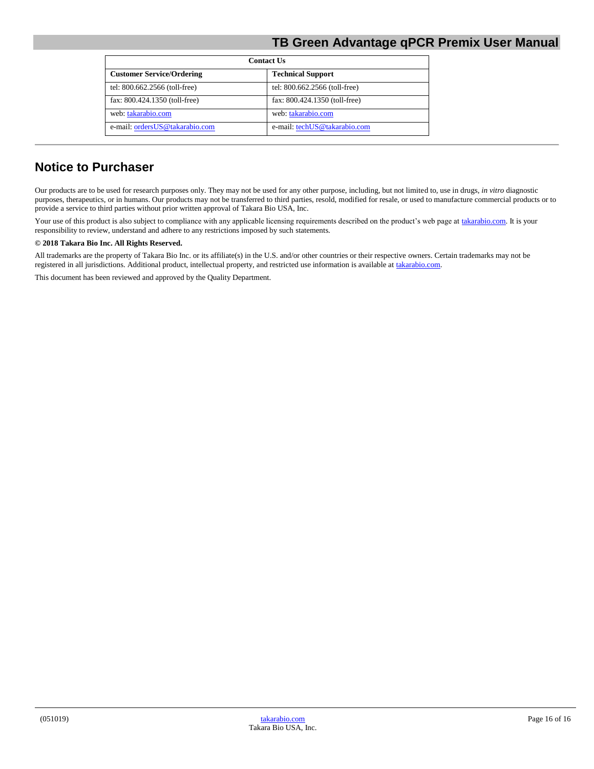| Contact Us | |
|---|---|
| **Customer Service/Ordering** | **Technical Support** |
| tel: 800.662.2566 (toll-free) | tel: 800.662.2566 (toll-free) |
| fax: 800.424.1350 (toll-free) | fax: 800.424.1350 (toll-free) |
| web: takarabio.com | web: takarabio.com |
| e-mail: ordersUS@takarabio.com | e-mail: techUS@takarabio.com |

## Notice to Purchaser

Our products are to be used for research purposes only. They may not be used for any other purpose, including, but not limited to, use in drugs, *in vitro* diagnostic purposes, therapeutics, or in humans. Our products may not be transferred to third parties, resold, modified for resale, or used to manufacture commercial products or to provide a service to third parties without prior written approval of Takara Bio USA, Inc.

Your use of this product is also subject to compliance with any applicable licensing requirements described on the product's web page at takarabio.com. It is your responsibility to review, understand and adhere to any restrictions imposed by such statements.

**© 2018 Takara Bio Inc. All Rights Reserved.**

All trademarks are the property of Takara Bio Inc. or its affiliate(s) in the U.S. and/or other countries or their respective owners. Certain trademarks may not be registered in all jurisdictions. Additional product, intellectual property, and restricted use information is available at takarabio.com.

This document has been reviewed and approved by the Quality Department.